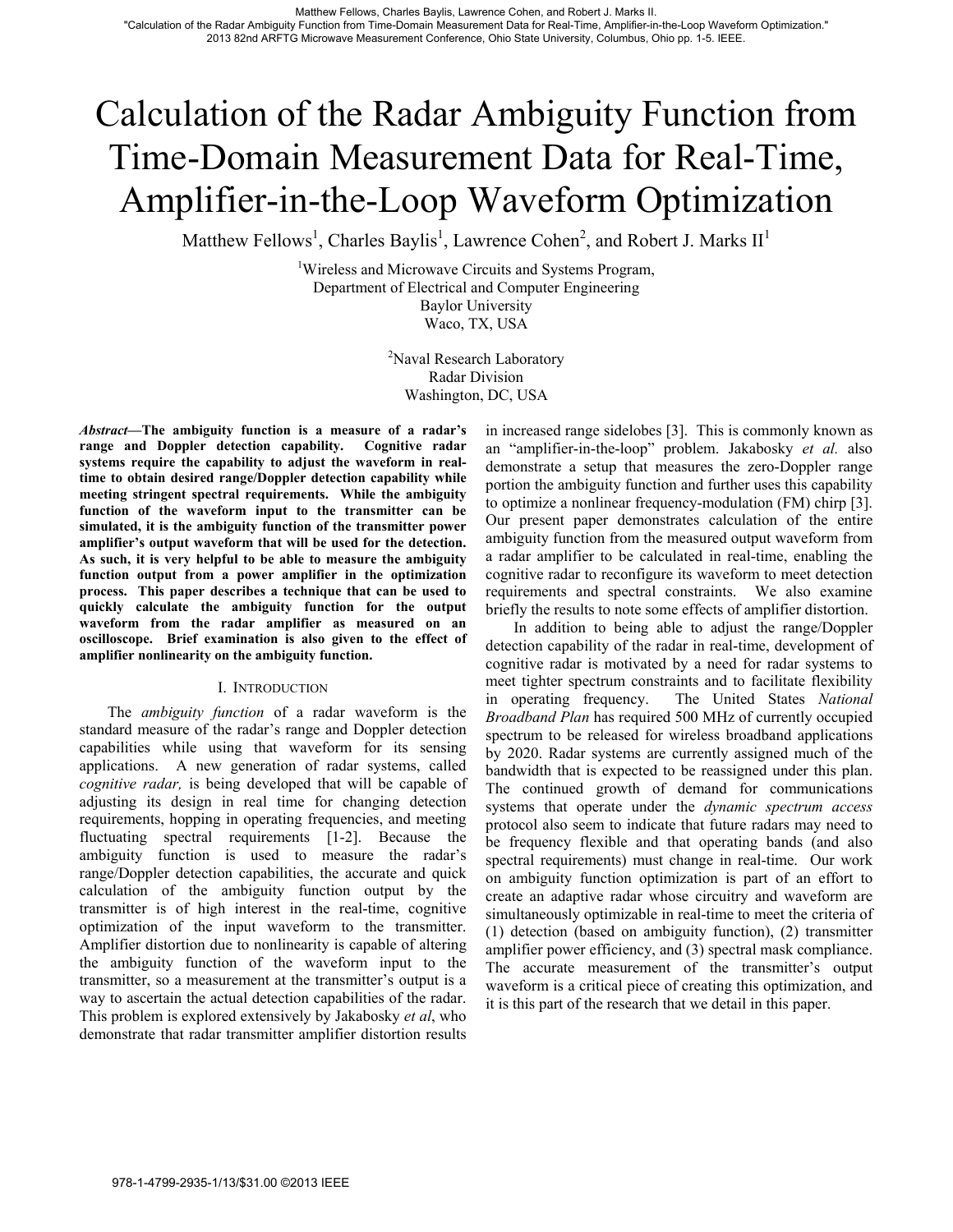Matthew Fellows, Charles Baylis, Lawrence Cohen, and Robert J. Marks II.
"Calculation of the Radar Ambiguity Function from Time-Domain Measurement Data for Real-Time, Amplifier-in-the-Loop Waveform Optimization."
2013 82nd ARFTG Microwave Measurement Conference, Ohio State University, Columbus, Ohio pp. 1-5. IEEE.

# Calculation of the Radar Ambiguity Function from Time-Domain Measurement Data for Real-Time, Amplifier-in-the-Loop Waveform Optimization

Matthew Fellows[1], Charles Baylis[1], Lawrence Cohen[2], and Robert J. Marks II[1]

[1]Wireless and Microwave Circuits and Systems Program,
Department of Electrical and Computer Engineering
Baylor University
Waco, TX, USA

[2]Naval Research Laboratory
Radar Division
Washington, DC, USA

***Abstract*—The ambiguity function is a measure of a radar's range and Doppler detection capability. Cognitive radar systems require the capability to adjust the waveform in real-time to obtain desired range/Doppler detection capability while meeting stringent spectral requirements. While the ambiguity function of the waveform input to the transmitter can be simulated, it is the ambiguity function of the transmitter power amplifier's output waveform that will be used for the detection. As such, it is very helpful to be able to measure the ambiguity function output from a power amplifier in the optimization process. This paper describes a technique that can be used to quickly calculate the ambiguity function for the output waveform from the radar amplifier as measured on an oscilloscope. Brief examination is also given to the effect of amplifier nonlinearity on the ambiguity function.**

## I. Introduction

The *ambiguity function* of a radar waveform is the standard measure of the radar's range and Doppler detection capabilities while using that waveform for its sensing applications. A new generation of radar systems, called *cognitive radar,* is being developed that will be capable of adjusting its design in real time for changing detection requirements, hopping in operating frequencies, and meeting fluctuating spectral requirements [1-2]. Because the ambiguity function is used to measure the radar's range/Doppler detection capabilities, the accurate and quick calculation of the ambiguity function output by the transmitter is of high interest in the real-time, cognitive optimization of the input waveform to the transmitter. Amplifier distortion due to nonlinearity is capable of altering the ambiguity function of the waveform input to the transmitter, so a measurement at the transmitter's output is a way to ascertain the actual detection capabilities of the radar. This problem is explored extensively by Jakabosky *et al*, who demonstrate that radar transmitter amplifier distortion results in increased range sidelobes [3]. This is commonly known as an "amplifier-in-the-loop" problem. Jakabosky *et al.* also demonstrate a setup that measures the zero-Doppler range portion the ambiguity function and further uses this capability to optimize a nonlinear frequency-modulation (FM) chirp [3]. Our present paper demonstrates calculation of the entire ambiguity function from the measured output waveform from a radar amplifier to be calculated in real-time, enabling the cognitive radar to reconfigure its waveform to meet detection requirements and spectral constraints. We also examine briefly the results to note some effects of amplifier distortion.

In addition to being able to adjust the range/Doppler detection capability of the radar in real-time, development of cognitive radar is motivated by a need for radar systems to meet tighter spectrum constraints and to facilitate flexibility in operating frequency. The United States *National Broadband Plan* has required 500 MHz of currently occupied spectrum to be released for wireless broadband applications by 2020. Radar systems are currently assigned much of the bandwidth that is expected to be reassigned under this plan. The continued growth of demand for communications systems that operate under the *dynamic spectrum access* protocol also seem to indicate that future radars may need to be frequency flexible and that operating bands (and also spectral requirements) must change in real-time. Our work on ambiguity function optimization is part of an effort to create an adaptive radar whose circuitry and waveform are simultaneously optimizable in real-time to meet the criteria of (1) detection (based on ambiguity function), (2) transmitter amplifier power efficiency, and (3) spectral mask compliance. The accurate measurement of the transmitter's output waveform is a critical piece of creating this optimization, and it is this part of the research that we detail in this paper.

978-1-4799-2935-1/13/$31.00 ©2013 IEEE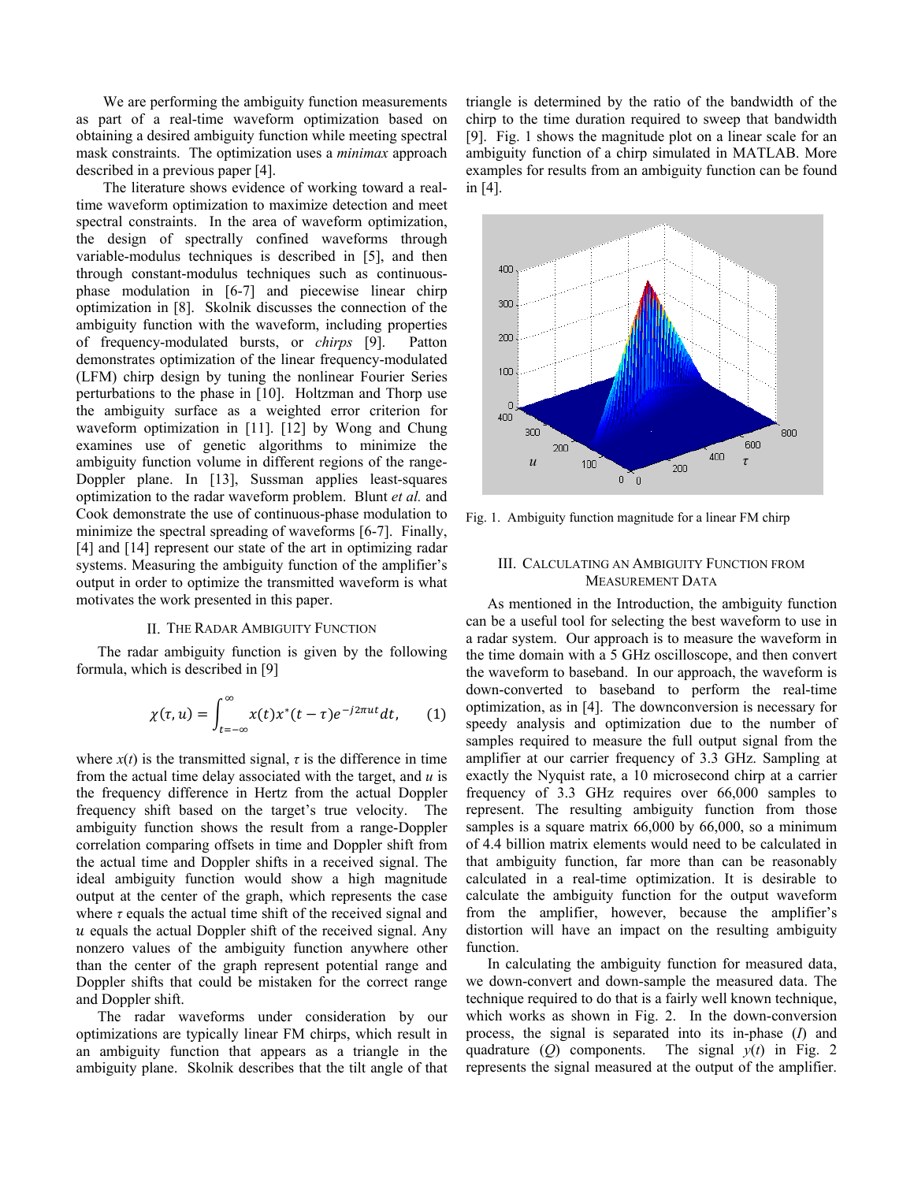We are performing the ambiguity function measurements as part of a real-time waveform optimization based on obtaining a desired ambiguity function while meeting spectral mask constraints. The optimization uses a *minimax* approach described in a previous paper [4].

The literature shows evidence of working toward a real-time waveform optimization to maximize detection and meet spectral constraints. In the area of waveform optimization, the design of spectrally confined waveforms through variable-modulus techniques is described in [5], and then through constant-modulus techniques such as continuous-phase modulation in [6-7] and piecewise linear chirp optimization in [8]. Skolnik discusses the connection of the ambiguity function with the waveform, including properties of frequency-modulated bursts, or *chirps* [9]. Patton demonstrates optimization of the linear frequency-modulated (LFM) chirp design by tuning the nonlinear Fourier Series perturbations to the phase in [10]. Holtzman and Thorp use the ambiguity surface as a weighted error criterion for waveform optimization in [11]. [12] by Wong and Chung examines use of genetic algorithms to minimize the ambiguity function volume in different regions of the range-Doppler plane. In [13], Sussman applies least-squares optimization to the radar waveform problem. Blunt *et al.* and Cook demonstrate the use of continuous-phase modulation to minimize the spectral spreading of waveforms [6-7]. Finally, [4] and [14] represent our state of the art in optimizing radar systems. Measuring the ambiguity function of the amplifier's output in order to optimize the transmitted waveform is what motivates the work presented in this paper.

## II. The Radar Ambiguity Function

The radar ambiguity function is given by the following formula, which is described in [9]

$$\chi(\tau, u) = \int_{t=-\infty}^{\infty} x(t)x^*(t-\tau)e^{-j2\pi ut}dt, \qquad (1)$$

where $x(t)$ is the transmitted signal, $\tau$ is the difference in time from the actual time delay associated with the target, and $u$ is the frequency difference in Hertz from the actual Doppler frequency shift based on the target's true velocity. The ambiguity function shows the result from a range-Doppler correlation comparing offsets in time and Doppler shift from the actual time and Doppler shifts in a received signal. The ideal ambiguity function would show a high magnitude output at the center of the graph, which represents the case where $\tau$ equals the actual time shift of the received signal and $u$ equals the actual Doppler shift of the received signal. Any nonzero values of the ambiguity function anywhere other than the center of the graph represent potential range and Doppler shifts that could be mistaken for the correct range and Doppler shift.

The radar waveforms under consideration by our optimizations are typically linear FM chirps, which result in an ambiguity function that appears as a triangle in the ambiguity plane. Skolnik describes that the tilt angle of that triangle is determined by the ratio of the bandwidth of the chirp to the time duration required to sweep that bandwidth [9]. Fig. 1 shows the magnitude plot on a linear scale for an ambiguity function of a chirp simulated in MATLAB. More examples for results from an ambiguity function can be found in [4].

400
300
200
100
0
400
300
200
100
0
0
200
400
600
800
$u$
$\tau$

Fig. 1. Ambiguity function magnitude for a linear FM chirp

## III. Calculating an Ambiguity Function from Measurement Data

As mentioned in the Introduction, the ambiguity function can be a useful tool for selecting the best waveform to use in a radar system. Our approach is to measure the waveform in the time domain with a 5 GHz oscilloscope, and then convert the waveform to baseband. In our approach, the waveform is down-converted to baseband to perform the real-time optimization, as in [4]. The downconversion is necessary for speedy analysis and optimization due to the number of samples required to measure the full output signal from the amplifier at our carrier frequency of 3.3 GHz. Sampling at exactly the Nyquist rate, a 10 microsecond chirp at a carrier frequency of 3.3 GHz requires over 66,000 samples to represent. The resulting ambiguity function from those samples is a square matrix 66,000 by 66,000, so a minimum of 4.4 billion matrix elements would need to be calculated in that ambiguity function, far more than can be reasonably calculated in a real-time optimization. It is desirable to calculate the ambiguity function for the output waveform from the amplifier, however, because the amplifier's distortion will have an impact on the resulting ambiguity function.

In calculating the ambiguity function for measured data, we down-convert and down-sample the measured data. The technique required to do that is a fairly well known technique, which works as shown in Fig. 2. In the down-conversion process, the signal is separated into its in-phase ($I$) and quadrature ($Q$) components. The signal $y(t)$ in Fig. 2 represents the signal measured at the output of the amplifier.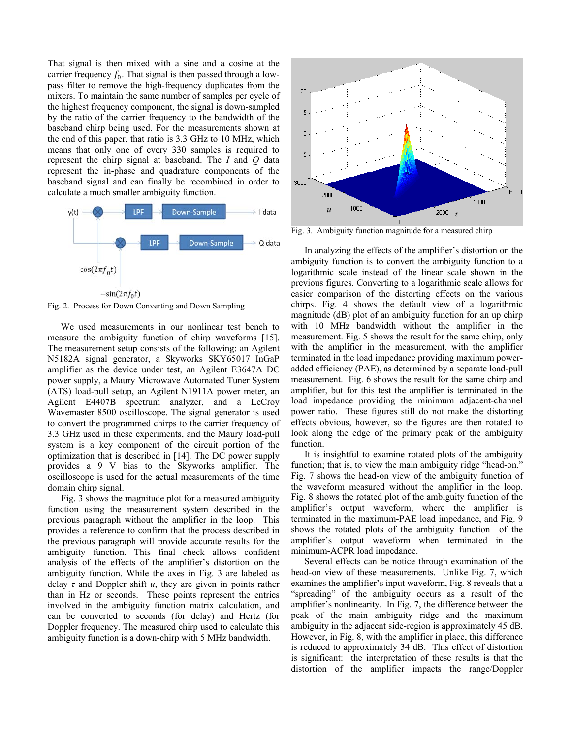That signal is then mixed with a sine and a cosine at the carrier frequency $f_0$. That signal is then passed through a low-pass filter to remove the high-frequency duplicates from the mixers. To maintain the same number of samples per cycle of the highest frequency component, the signal is down-sampled by the ratio of the carrier frequency to the bandwidth of the baseband chirp being used. For the measurements shown at the end of this paper, that ratio is 3.3 GHz to 10 MHz, which means that only one of every 330 samples is required to represent the chirp signal at baseband. The $I$ and $Q$ data represent the in-phase and quadrature components of the baseband signal and can finally be recombined in order to calculate a much smaller ambiguity function.

y(t)

LPF

Down-Sample

I data

LPF

Down-Sample

Q data

$\cos(2\pi f_0 t)$

$-\sin(2\pi f_0 t)$

Fig. 2. Process for Down Converting and Down Sampling

We used measurements in our nonlinear test bench to measure the ambiguity function of chirp waveforms [15]. The measurement setup consists of the following: an Agilent N5182A signal generator, a Skyworks SKY65017 InGaP amplifier as the device under test, an Agilent E3647A DC power supply, a Maury Microwave Automated Tuner System (ATS) load-pull setup, an Agilent N1911A power meter, an Agilent E4407B spectrum analyzer, and a LeCroy Wavemaster 8500 oscilloscope. The signal generator is used to convert the programmed chirps to the carrier frequency of 3.3 GHz used in these experiments, and the Maury load-pull system is a key component of the circuit portion of the optimization that is described in [14]. The DC power supply provides a 9 V bias to the Skyworks amplifier. The oscilloscope is used for the actual measurements of the time domain chirp signal.

Fig. 3 shows the magnitude plot for a measured ambiguity function using the measurement system described in the previous paragraph without the amplifier in the loop. This provides a reference to confirm that the process described in the previous paragraph will provide accurate results for the ambiguity function. This final check allows confident analysis of the effects of the amplifier's distortion on the ambiguity function. While the axes in Fig. 3 are labeled as delay $\tau$ and Doppler shift $u$, they are given in points rather than in Hz or seconds. These points represent the entries involved in the ambiguity function matrix calculation, and can be converted to seconds (for delay) and Hertz (for Doppler frequency. The measured chirp used to calculate this ambiguity function is a down-chirp with 5 MHz bandwidth.

20
15
10
5
0
3000
2000
$u$
1000
0
0
2000
$\tau$
4000
6000

Fig. 3. Ambiguity function magnitude for a measured chirp

In analyzing the effects of the amplifier's distortion on the ambiguity function is to convert the ambiguity function to a logarithmic scale instead of the linear scale shown in the previous figures. Converting to a logarithmic scale allows for easier comparison of the distorting effects on the various chirps. Fig. 4 shows the default view of a logarithmic magnitude (dB) plot of an ambiguity function for an up chirp with 10 MHz bandwidth without the amplifier in the measurement. Fig. 5 shows the result for the same chirp, only with the amplifier in the measurement, with the amplifier terminated in the load impedance providing maximum power-added efficiency (PAE), as determined by a separate load-pull measurement. Fig. 6 shows the result for the same chirp and amplifier, but for this test the amplifier is terminated in the load impedance providing the minimum adjacent-channel power ratio. These figures still do not make the distorting effects obvious, however, so the figures are then rotated to look along the edge of the primary peak of the ambiguity function.

It is insightful to examine rotated plots of the ambiguity function; that is, to view the main ambiguity ridge "head-on." Fig. 7 shows the head-on view of the ambiguity function of the waveform measured without the amplifier in the loop. Fig. 8 shows the rotated plot of the ambiguity function of the amplifier's output waveform, where the amplifier is terminated in the maximum-PAE load impedance, and Fig. 9 shows the rotated plots of the ambiguity function of the amplifier's output waveform when terminated in the minimum-ACPR load impedance.

Several effects can be notice through examination of the head-on view of these measurements. Unlike Fig. 7, which examines the amplifier's input waveform, Fig. 8 reveals that a "spreading" of the ambiguity occurs as a result of the amplifier's nonlinearity. In Fig. 7, the difference between the peak of the main ambiguity ridge and the maximum ambiguity in the adjacent side-region is approximately 45 dB. However, in Fig. 8, with the amplifier in place, this difference is reduced to approximately 34 dB. This effect of distortion is significant: the interpretation of these results is that the distortion of the amplifier impacts the range/Doppler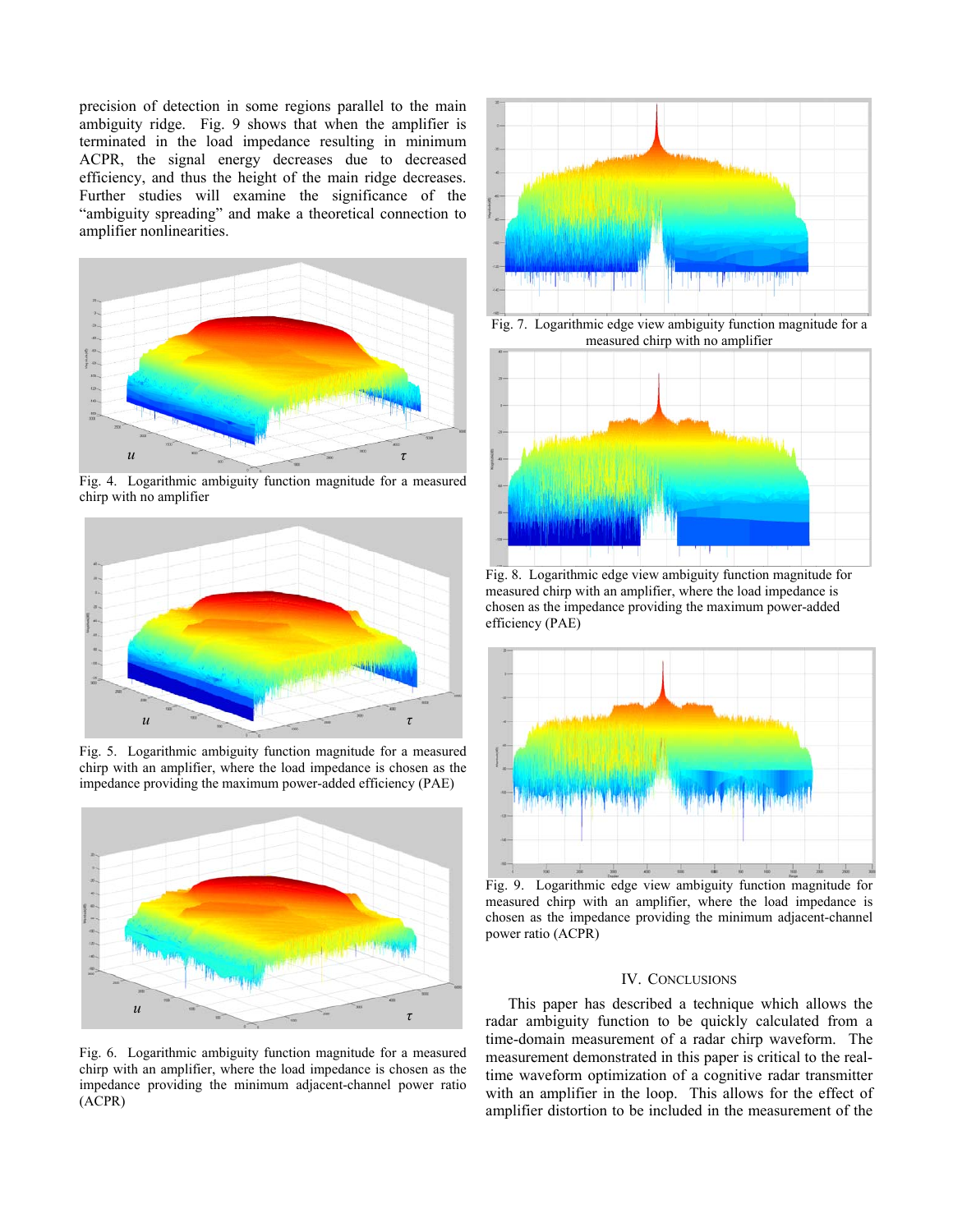precision of detection in some regions parallel to the main ambiguity ridge. Fig. 9 shows that when the amplifier is terminated in the load impedance resulting in minimum ACPR, the signal energy decreases due to decreased efficiency, and thus the height of the main ridge decreases. Further studies will examine the significance of the "ambiguity spreading" and make a theoretical connection to amplifier nonlinearities.

Fig. 4. Logarithmic ambiguity function magnitude for a measured chirp with no amplifier

Fig. 5. Logarithmic ambiguity function magnitude for a measured chirp with an amplifier, where the load impedance is chosen as the impedance providing the maximum power-added efficiency (PAE)

Fig. 6. Logarithmic ambiguity function magnitude for a measured chirp with an amplifier, where the load impedance is chosen as the impedance providing the minimum adjacent-channel power ratio (ACPR)

Fig. 7. Logarithmic edge view ambiguity function magnitude for a measured chirp with no amplifier

Fig. 8. Logarithmic edge view ambiguity function magnitude for measured chirp with an amplifier, where the load impedance is chosen as the impedance providing the maximum power-added efficiency (PAE)

Fig. 9. Logarithmic edge view ambiguity function magnitude for measured chirp with an amplifier, where the load impedance is chosen as the impedance providing the minimum adjacent-channel power ratio (ACPR)

## IV. Conclusions

This paper has described a technique which allows the radar ambiguity function to be quickly calculated from a time-domain measurement of a radar chirp waveform. The measurement demonstrated in this paper is critical to the real-time waveform optimization of a cognitive radar transmitter with an amplifier in the loop. This allows for the effect of amplifier distortion to be included in the measurement of the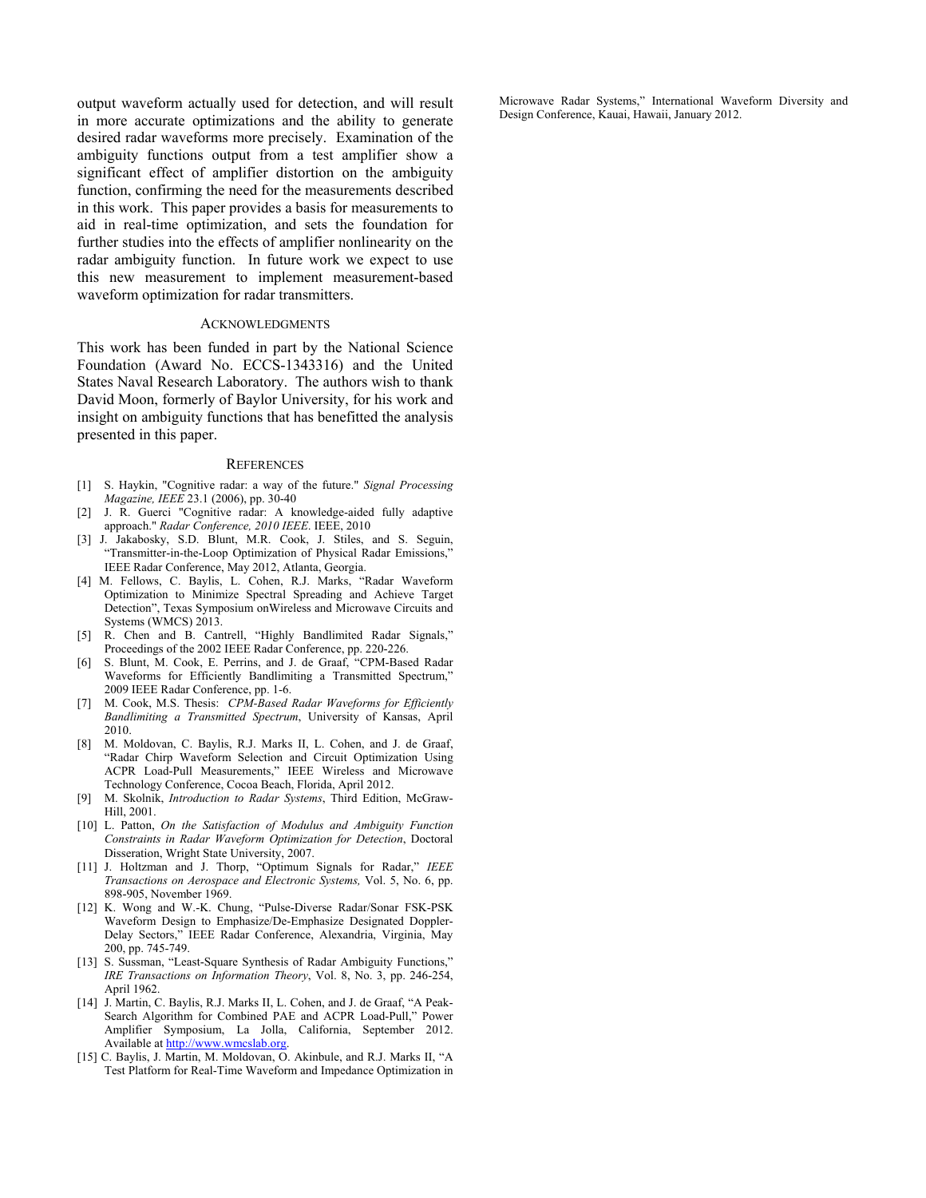output waveform actually used for detection, and will result in more accurate optimizations and the ability to generate desired radar waveforms more precisely. Examination of the ambiguity functions output from a test amplifier show a significant effect of amplifier distortion on the ambiguity function, confirming the need for the measurements described in this work. This paper provides a basis for measurements to aid in real-time optimization, and sets the foundation for further studies into the effects of amplifier nonlinearity on the radar ambiguity function. In future work we expect to use this new measurement to implement measurement-based waveform optimization for radar transmitters.

## ACKNOWLEDGMENTS

This work has been funded in part by the National Science Foundation (Award No. ECCS-1343316) and the United States Naval Research Laboratory. The authors wish to thank David Moon, formerly of Baylor University, for his work and insight on ambiguity functions that has benefitted the analysis presented in this paper.

## REFERENCES

[1] S. Haykin, "Cognitive radar: a way of the future." *Signal Processing Magazine, IEEE* 23.1 (2006), pp. 30-40

[2] J. R. Guerci "Cognitive radar: A knowledge-aided fully adaptive approach." *Radar Conference, 2010 IEEE*. IEEE, 2010

[3] J. Jakabosky, S.D. Blunt, M.R. Cook, J. Stiles, and S. Seguin, "Transmitter-in-the-Loop Optimization of Physical Radar Emissions," IEEE Radar Conference, May 2012, Atlanta, Georgia.

[4] M. Fellows, C. Baylis, L. Cohen, R.J. Marks, "Radar Waveform Optimization to Minimize Spectral Spreading and Achieve Target Detection", Texas Symposium onWireless and Microwave Circuits and Systems (WMCS) 2013.

[5] R. Chen and B. Cantrell, "Highly Bandlimited Radar Signals," Proceedings of the 2002 IEEE Radar Conference, pp. 220-226.

[6] S. Blunt, M. Cook, E. Perrins, and J. de Graaf, "CPM-Based Radar Waveforms for Efficiently Bandlimiting a Transmitted Spectrum," 2009 IEEE Radar Conference, pp. 1-6.

[7] M. Cook, M.S. Thesis: *CPM-Based Radar Waveforms for Efficiently Bandlimiting a Transmitted Spectrum*, University of Kansas, April 2010.

[8] M. Moldovan, C. Baylis, R.J. Marks II, L. Cohen, and J. de Graaf, "Radar Chirp Waveform Selection and Circuit Optimization Using ACPR Load-Pull Measurements," IEEE Wireless and Microwave Technology Conference, Cocoa Beach, Florida, April 2012.

[9] M. Skolnik, *Introduction to Radar Systems*, Third Edition, McGraw-Hill, 2001.

[10] L. Patton, *On the Satisfaction of Modulus and Ambiguity Function Constraints in Radar Waveform Optimization for Detection*, Doctoral Disseration, Wright State University, 2007.

[11] J. Holtzman and J. Thorp, "Optimum Signals for Radar," *IEEE Transactions on Aerospace and Electronic Systems,* Vol. 5, No. 6, pp. 898-905, November 1969.

[12] K. Wong and W.-K. Chung, "Pulse-Diverse Radar/Sonar FSK-PSK Waveform Design to Emphasize/De-Emphasize Designated Doppler-Delay Sectors," IEEE Radar Conference, Alexandria, Virginia, May 200, pp. 745-749.

[13] S. Sussman, "Least-Square Synthesis of Radar Ambiguity Functions," *IRE Transactions on Information Theory*, Vol. 8, No. 3, pp. 246-254, April 1962.

[14] J. Martin, C. Baylis, R.J. Marks II, L. Cohen, and J. de Graaf, "A Peak-Search Algorithm for Combined PAE and ACPR Load-Pull," Power Amplifier Symposium, La Jolla, California, September 2012. Available at http://www.wmcslab.org.

[15] C. Baylis, J. Martin, M. Moldovan, O. Akinbule, and R.J. Marks II, "A Test Platform for Real-Time Waveform and Impedance Optimization in Microwave Radar Systems," International Waveform Diversity and Design Conference, Kauai, Hawaii, January 2012.